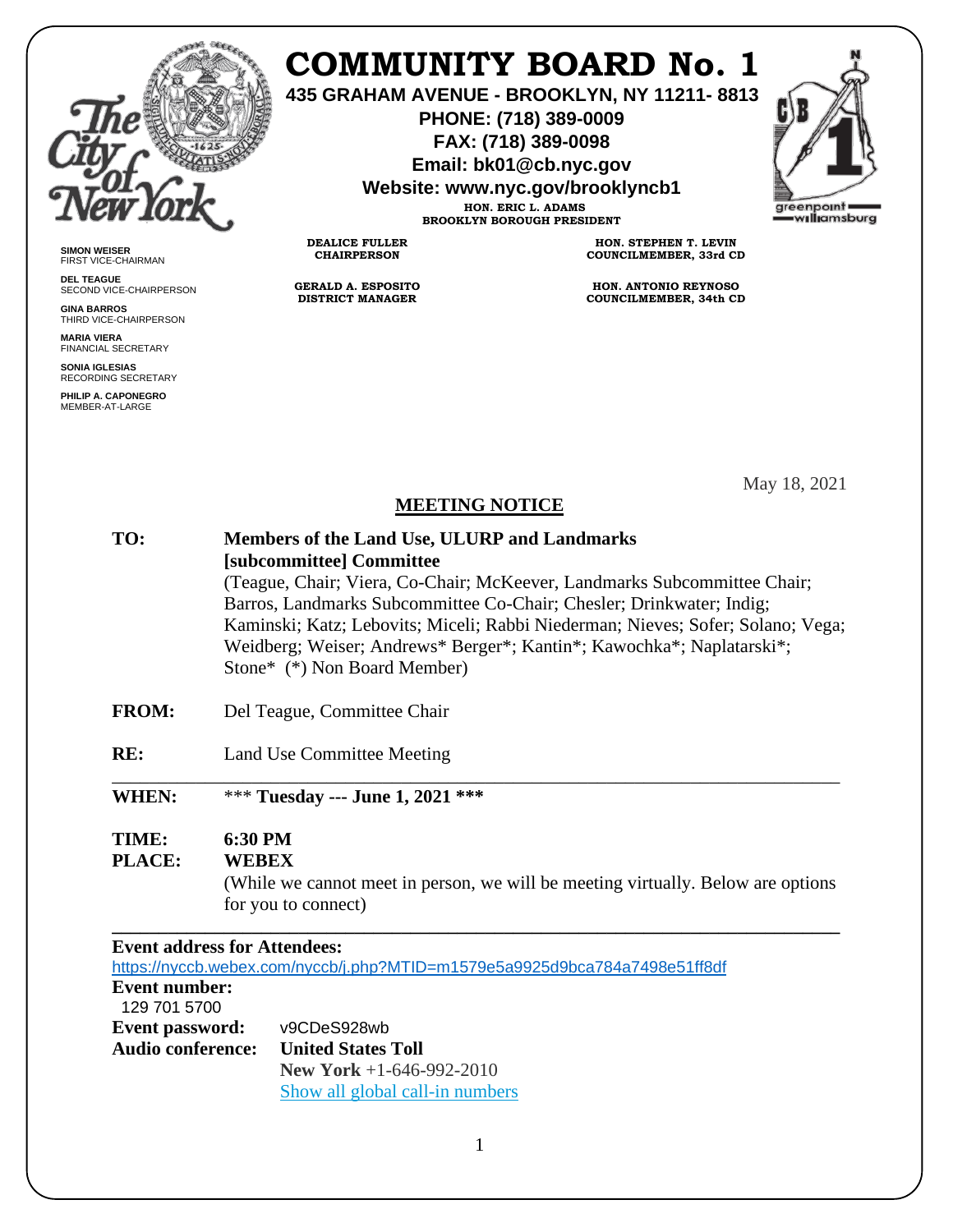# COMMUNITY BOARD No. 1

**435 GRAHAM AVENUE - BROOKLYN, NY 11211- 8813**
**PHONE: (718) 389-0009**
**FAX: (718) 389-0098**
**Email: bk01@cb.nyc.gov**
**Website: www.nyc.gov/brooklyncb1**

**HON. ERIC L. ADAMS**
**BROOKLYN BOROUGH PRESIDENT**

**DEALICE FULLER**
**CHAIRPERSON**

**HON. STEPHEN T. LEVIN**
**COUNCILMEMBER, 33rd CD**

**GERALD A. ESPOSITO**
**DISTRICT MANAGER**

**HON. ANTONIO REYNOSO**
**COUNCILMEMBER, 34th CD**

**SIMON WEISER**
FIRST VICE-CHAIRMAN

**DEL TEAGUE**
SECOND VICE-CHAIRPERSON

**GINA BARROS**
THIRD VICE-CHAIRPERSON

**MARIA VIERA**
FINANCIAL SECRETARY

**SONIA IGLESIAS**
RECORDING SECRETARY

**PHILIP A. CAPONEGRO**
MEMBER-AT-LARGE

May 18, 2021

## MEETING NOTICE

**TO:** **Members of the Land Use, ULURP and Landmarks [subcommittee] Committee**
(Teague, Chair; Viera, Co-Chair; McKeever, Landmarks Subcommittee Chair; Barros, Landmarks Subcommittee Co-Chair; Chesler; Drinkwater; Indig; Kaminski; Katz; Lebovits; Miceli; Rabbi Niederman; Nieves; Sofer; Solano; Vega; Weidberg; Weiser; Andrews* Berger*; Kantin*; Kawochka*; Naplatarski*; Stone* (*) Non Board Member)

**FROM:** Del Teague, Committee Chair

**RE:** Land Use Committee Meeting

---

**WHEN:** *** **Tuesday --- June 1, 2021** ***

**TIME:** **6:30 PM**
**PLACE:** **WEBEX**
(While we cannot meet in person, we will be meeting virtually. Below are options for you to connect)

---

**Event address for Attendees:**
https://nyccb.webex.com/nyccb/j.php?MTID=m1579e5a9925d9bca784a7498e51ff8df

**Event number:**
129 701 5700

**Event password:** v9CDeS928wb

**Audio conference:** **United States Toll**
**New York** +1-646-992-2010
Show all global call-in numbers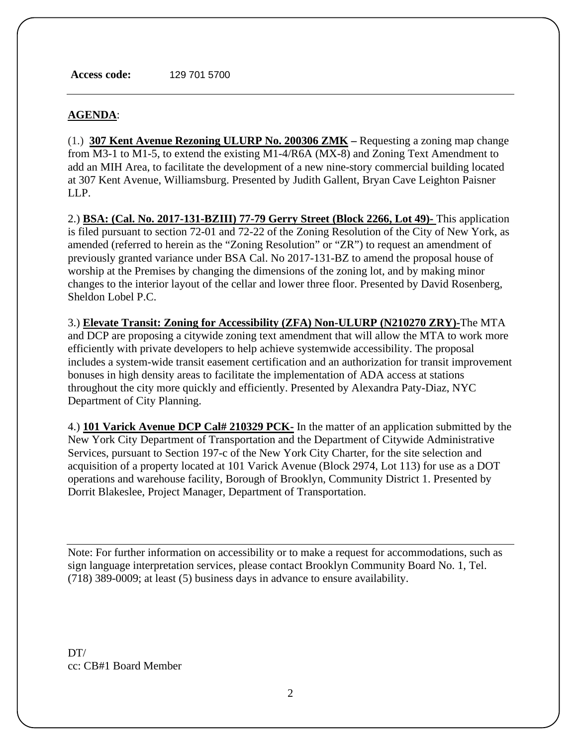**Access code:** 129 701 5700

---

**AGENDA**:

(1.) **307 Kent Avenue Rezoning ULURP No. 200306 ZMK –** Requesting a zoning map change from M3-1 to M1-5, to extend the existing M1-4/R6A (MX-8) and Zoning Text Amendment to add an MIH Area, to facilitate the development of a new nine-story commercial building located at 307 Kent Avenue, Williamsburg. Presented by Judith Gallent, Bryan Cave Leighton Paisner LLP.

2.) **BSA: (Cal. No. 2017-131-BZIII) 77-79 Gerry Street (Block 2266, Lot 49)-** This application is filed pursuant to section 72-01 and 72-22 of the Zoning Resolution of the City of New York, as amended (referred to herein as the "Zoning Resolution" or "ZR") to request an amendment of previously granted variance under BSA Cal. No 2017-131-BZ to amend the proposal house of worship at the Premises by changing the dimensions of the zoning lot, and by making minor changes to the interior layout of the cellar and lower three floor. Presented by David Rosenberg, Sheldon Lobel P.C.

3.) **Elevate Transit: Zoning for Accessibility (ZFA) Non-ULURP (N210270 ZRY)-**The MTA and DCP are proposing a citywide zoning text amendment that will allow the MTA to work more efficiently with private developers to help achieve systemwide accessibility. The proposal includes a system-wide transit easement certification and an authorization for transit improvement bonuses in high density areas to facilitate the implementation of ADA access at stations throughout the city more quickly and efficiently. Presented by Alexandra Paty-Diaz, NYC Department of City Planning.

4.) **101 Varick Avenue DCP Cal# 210329 PCK-** In the matter of an application submitted by the New York City Department of Transportation and the Department of Citywide Administrative Services, pursuant to Section 197-c of the New York City Charter, for the site selection and acquisition of a property located at 101 Varick Avenue (Block 2974, Lot 113) for use as a DOT operations and warehouse facility, Borough of Brooklyn, Community District 1. Presented by Dorrit Blakeslee, Project Manager, Department of Transportation.

---

Note: For further information on accessibility or to make a request for accommodations, such as sign language interpretation services, please contact Brooklyn Community Board No. 1, Tel. (718) 389-0009; at least (5) business days in advance to ensure availability.

DT/
cc: CB#1 Board Member